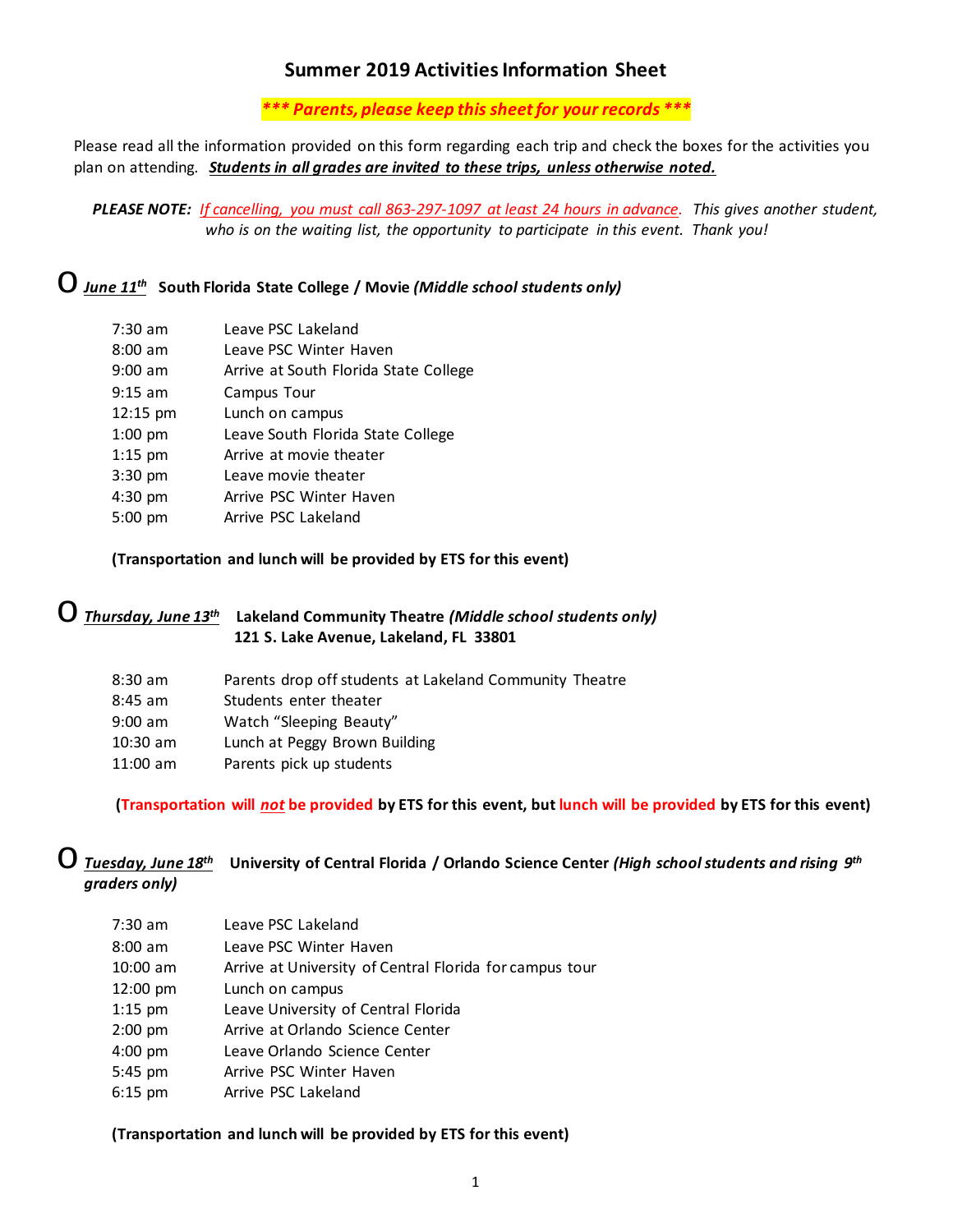# Summary 2019 Activities Information Sheet

***\*\*\* Parents, please keep this sheet for your records \*\*\****

Please read all the information provided on this form regarding each trip and check the boxes for the activities you plan on attending. ***Students in all grades are invited to these trips, unless otherwise noted.***

***PLEASE NOTE:*** *If cancelling, you must call 863-297-1097 at least 24 hours in advance. This gives another student, who is on the waiting list, the opportunity to participate in this event. Thank you!*

O ***June 11th*** **South Florida State College / Movie *(Middle school students only)***

| | |
|---|---|
| 7:30 am | Leave PSC Lakeland |
| 8:00 am | Leave PSC Winter Haven |
| 9:00 am | Arrive at South Florida State College |
| 9:15 am | Campus Tour |
| 12:15 pm | Lunch on campus |
| 1:00 pm | Leave South Florida State College |
| 1:15 pm | Arrive at movie theater |
| 3:30 pm | Leave movie theater |
| 4:30 pm | Arrive PSC Winter Haven |
| 5:00 pm | Arrive PSC Lakeland |

**(Transportation and lunch will be provided by ETS for this event)**

O ***Thursday, June 13th*** **Lakeland Community Theatre *(Middle school students only)***
**121 S. Lake Avenue, Lakeland, FL 33801**

| | |
|---|---|
| 8:30 am | Parents drop off students at Lakeland Community Theatre |
| 8:45 am | Students enter theater |
| 9:00 am | Watch "Sleeping Beauty" |
| 10:30 am | Lunch at Peggy Brown Building |
| 11:00 am | Parents pick up students |

**(Transportation will *not* be provided by ETS for this event, but lunch will be provided by ETS for this event)**

O ***Tuesday, June 18th*** **University of Central Florida / Orlando Science Center *(High school students and rising 9th graders only)***

| | |
|---|---|
| 7:30 am | Leave PSC Lakeland |
| 8:00 am | Leave PSC Winter Haven |
| 10:00 am | Arrive at University of Central Florida for campus tour |
| 12:00 pm | Lunch on campus |
| 1:15 pm | Leave University of Central Florida |
| 2:00 pm | Arrive at Orlando Science Center |
| 4:00 pm | Leave Orlando Science Center |
| 5:45 pm | Arrive PSC Winter Haven |
| 6:15 pm | Arrive PSC Lakeland |

**(Transportation and lunch will be provided by ETS for this event)**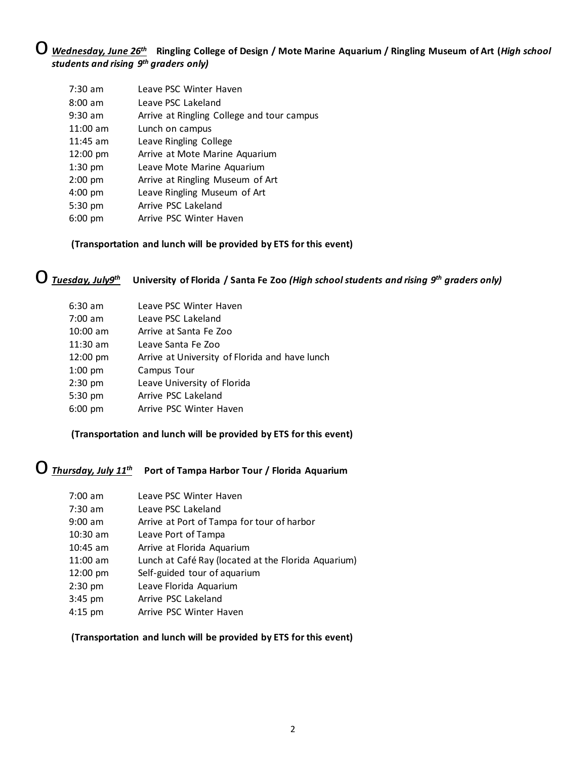- ***Wednesday, June 26th*** **Ringling College of Design / Mote Marine Aquarium / Ringling Museum of Art (*High school students and rising 9th graders only)***

| | |
|---|---|
| 7:30 am | Leave PSC Winter Haven |
| 8:00 am | Leave PSC Lakeland |
| 9:30 am | Arrive at Ringling College and tour campus |
| 11:00 am | Lunch on campus |
| 11:45 am | Leave Ringling College |
| 12:00 pm | Arrive at Mote Marine Aquarium |
| 1:30 pm | Leave Mote Marine Aquarium |
| 2:00 pm | Arrive at Ringling Museum of Art |
| 4:00 pm | Leave Ringling Museum of Art |
| 5:30 pm | Arrive PSC Lakeland |
| 6:00 pm | Arrive PSC Winter Haven |

**(Transportation and lunch will be provided by ETS for this event)**

- ***Tuesday, July9th*** **University of Florida / Santa Fe Zoo *(High school students and rising 9th graders only)***

| | |
|---|---|
| 6:30 am | Leave PSC Winter Haven |
| 7:00 am | Leave PSC Lakeland |
| 10:00 am | Arrive at Santa Fe Zoo |
| 11:30 am | Leave Santa Fe Zoo |
| 12:00 pm | Arrive at University of Florida and have lunch |
| 1:00 pm | Campus Tour |
| 2:30 pm | Leave University of Florida |
| 5:30 pm | Arrive PSC Lakeland |
| 6:00 pm | Arrive PSC Winter Haven |

**(Transportation and lunch will be provided by ETS for this event)**

- ***Thursday, July 11th*** **Port of Tampa Harbor Tour / Florida Aquarium**

| | |
|---|---|
| 7:00 am | Leave PSC Winter Haven |
| 7:30 am | Leave PSC Lakeland |
| 9:00 am | Arrive at Port of Tampa for tour of harbor |
| 10:30 am | Leave Port of Tampa |
| 10:45 am | Arrive at Florida Aquarium |
| 11:00 am | Lunch at Café Ray (located at the Florida Aquarium) |
| 12:00 pm | Self-guided tour of aquarium |
| 2:30 pm | Leave Florida Aquarium |
| 3:45 pm | Arrive PSC Lakeland |
| 4:15 pm | Arrive PSC Winter Haven |

**(Transportation and lunch will be provided by ETS for this event)**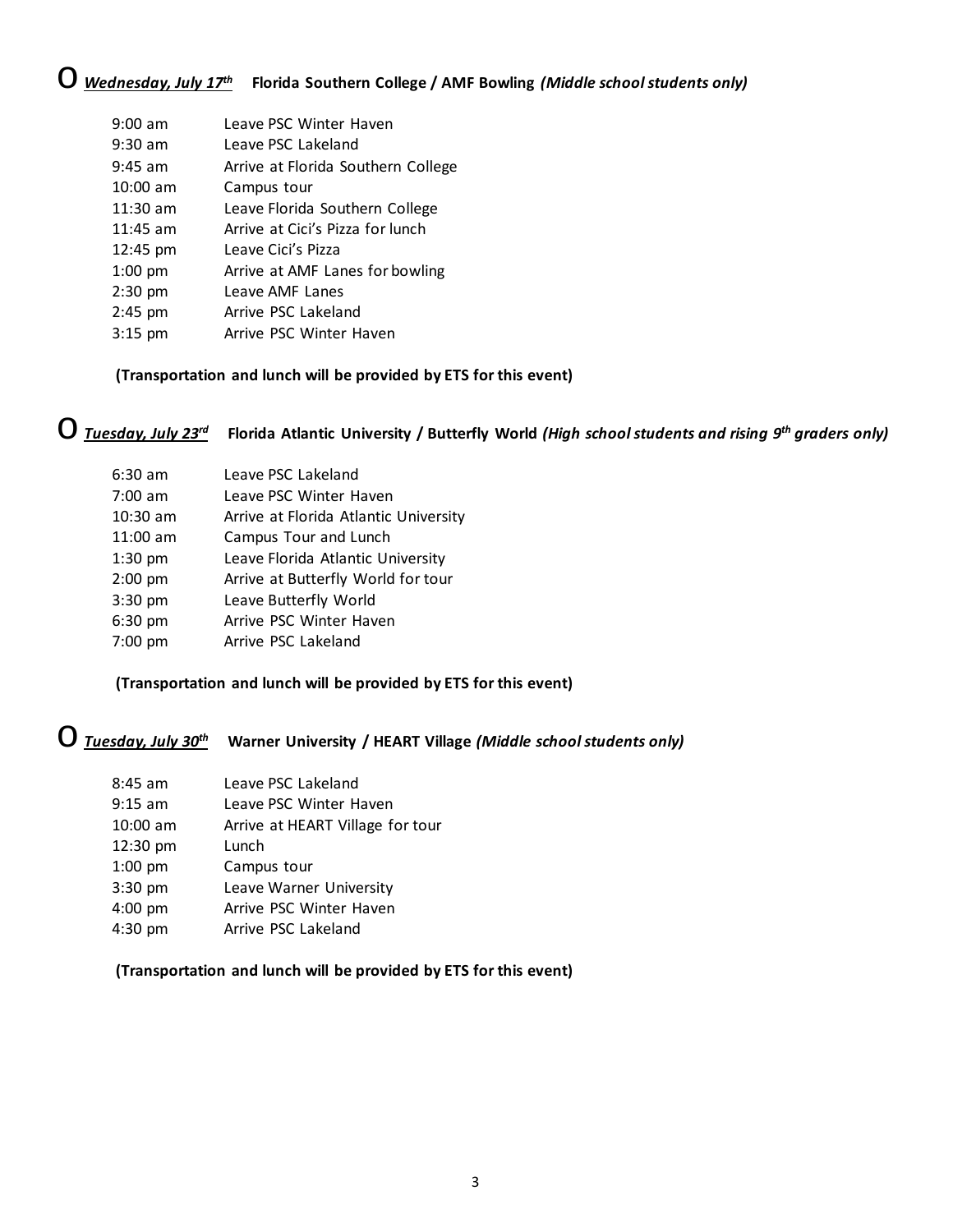O ***Wednesday, July 17th*** **Florida Southern College / AMF Bowling** ***(Middle school students only)***

| | |
|---|---|
| 9:00 am | Leave PSC Winter Haven |
| 9:30 am | Leave PSC Lakeland |
| 9:45 am | Arrive at Florida Southern College |
| 10:00 am | Campus tour |
| 11:30 am | Leave Florida Southern College |
| 11:45 am | Arrive at Cici's Pizza for lunch |
| 12:45 pm | Leave Cici's Pizza |
| 1:00 pm | Arrive at AMF Lanes for bowling |
| 2:30 pm | Leave AMF Lanes |
| 2:45 pm | Arrive PSC Lakeland |
| 3:15 pm | Arrive PSC Winter Haven |

**(Transportation and lunch will be provided by ETS for this event)**

O ***Tuesday, July 23rd*** **Florida Atlantic University / Butterfly World** ***(High school students and rising 9th graders only)***

| | |
|---|---|
| 6:30 am | Leave PSC Lakeland |
| 7:00 am | Leave PSC Winter Haven |
| 10:30 am | Arrive at Florida Atlantic University |
| 11:00 am | Campus Tour and Lunch |
| 1:30 pm | Leave Florida Atlantic University |
| 2:00 pm | Arrive at Butterfly World for tour |
| 3:30 pm | Leave Butterfly World |
| 6:30 pm | Arrive PSC Winter Haven |
| 7:00 pm | Arrive PSC Lakeland |

**(Transportation and lunch will be provided by ETS for this event)**

O ***Tuesday, July 30th*** **Warner University / HEART Village** ***(Middle school students only)***

| | |
|---|---|
| 8:45 am | Leave PSC Lakeland |
| 9:15 am | Leave PSC Winter Haven |
| 10:00 am | Arrive at HEART Village for tour |
| 12:30 pm | Lunch |
| 1:00 pm | Campus tour |
| 3:30 pm | Leave Warner University |
| 4:00 pm | Arrive PSC Winter Haven |
| 4:30 pm | Arrive PSC Lakeland |

**(Transportation and lunch will be provided by ETS for this event)**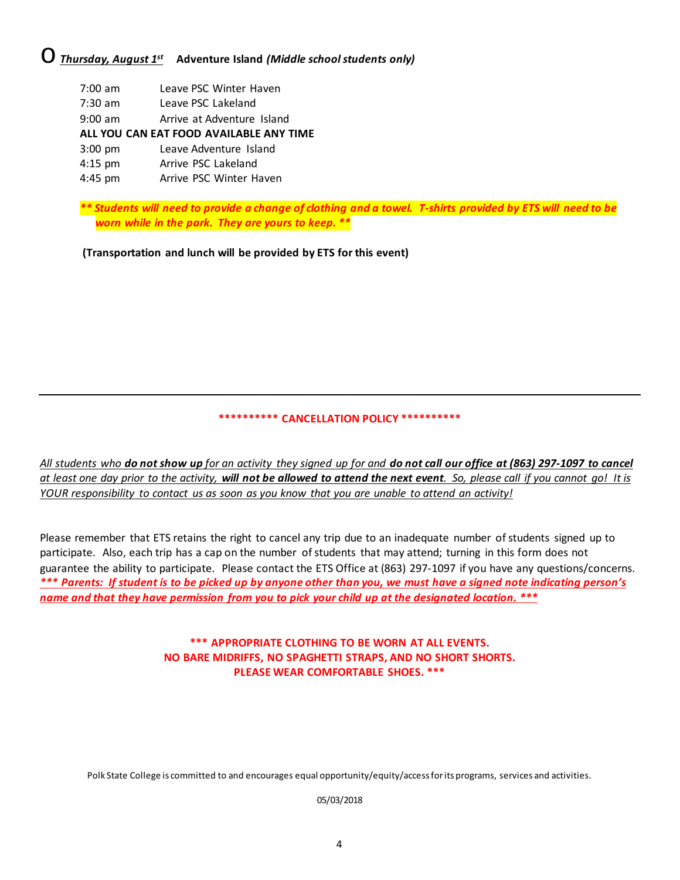O ***Thursday, August 1st*** **Adventure Island *(Middle school students only)***

| | |
|---|---|
| 7:00 am | Leave PSC Winter Haven |
| 7:30 am | Leave PSC Lakeland |
| 9:00 am | Arrive at Adventure Island |
| **ALL YOU CAN EAT FOOD AVAILABLE ANY TIME** | |
| 3:00 pm | Leave Adventure Island |
| 4:15 pm | Arrive PSC Lakeland |
| 4:45 pm | Arrive PSC Winter Haven |

***\*\* Students will need to provide a change of clothing and a towel. T-shirts provided by ETS will need to be worn while in the park. They are yours to keep. \*\****

**(Transportation and lunch will be provided by ETS for this event)**

---

**\*\*\*\*\*\*\*\*\*\* CANCELLATION POLICY \*\*\*\*\*\*\*\*\*\***

*All students who **do not show up** for an activity they signed up for and **do not call our office at (863) 297-1097 to cancel** at least one day prior to the activity, **will not be allowed to attend the next event**. So, please call if you cannot go! It is YOUR responsibility to contact us as soon as you know that you are unable to attend an activity!*

Please remember that ETS retains the right to cancel any trip due to an inadequate number of students signed up to participate. Also, each trip has a cap on the number of students that may attend; turning in this form does not guarantee the ability to participate. Please contact the ETS Office at (863) 297-1097 if you have any questions/concerns.
***\*\*\* Parents: If student is to be picked up by anyone other than you, we must have a signed note indicating person's name and that they have permission from you to pick your child up at the designated location. \*\*\****

**\*\*\* APPROPRIATE CLOTHING TO BE WORN AT ALL EVENTS.
NO BARE MIDRIFFS, NO SPAGHETTI STRAPS, AND NO SHORT SHORTS.
PLEASE WEAR COMFORTABLE SHOES. \*\*\***

Polk State College is committed to and encourages equal opportunity/equity/access for its programs, services and activities.

05/03/2018